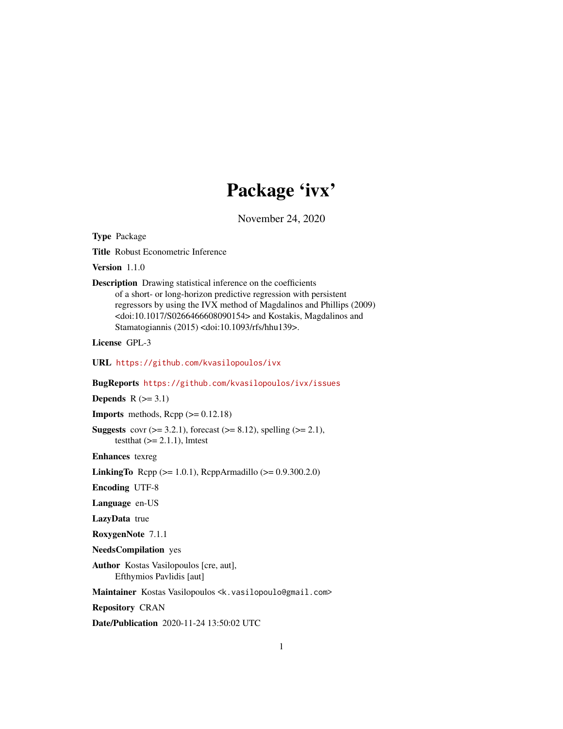# Package 'ivx'

November 24, 2020

**Type** Package

**Title** Robust Econometric Inference

**Version** 1.1.0

**Description** Drawing statistical inference on the coefficients of a short- or long-horizon predictive regression with persistent regressors by using the IVX method of Magdalinos and Phillips (2009) <doi:10.1017/S0266466608090154> and Kostakis, Magdalinos and Stamatogiannis (2015) <doi:10.1093/rfs/hhu139>.

**License** GPL-3

**URL** https://github.com/kvasilopoulos/ivx

**BugReports** https://github.com/kvasilopoulos/ivx/issues

**Depends** R (>= 3.1)

**Imports** methods, Rcpp (>= 0.12.18)

**Suggests** covr (>= 3.2.1), forecast (>= 8.12), spelling (>= 2.1), testthat (>= 2.1.1), lmtest

**Enhances** texreg

**LinkingTo** Rcpp (>= 1.0.1), RcppArmadillo (>= 0.9.300.2.0)

**Encoding** UTF-8

**Language** en-US

**LazyData** true

**RoxygenNote** 7.1.1

**NeedsCompilation** yes

**Author** Kostas Vasilopoulos [cre, aut], Efthymios Pavlidis [aut]

**Maintainer** Kostas Vasilopoulos <k.vasilopoulo@gmail.com>

**Repository** CRAN

**Date/Publication** 2020-11-24 13:50:02 UTC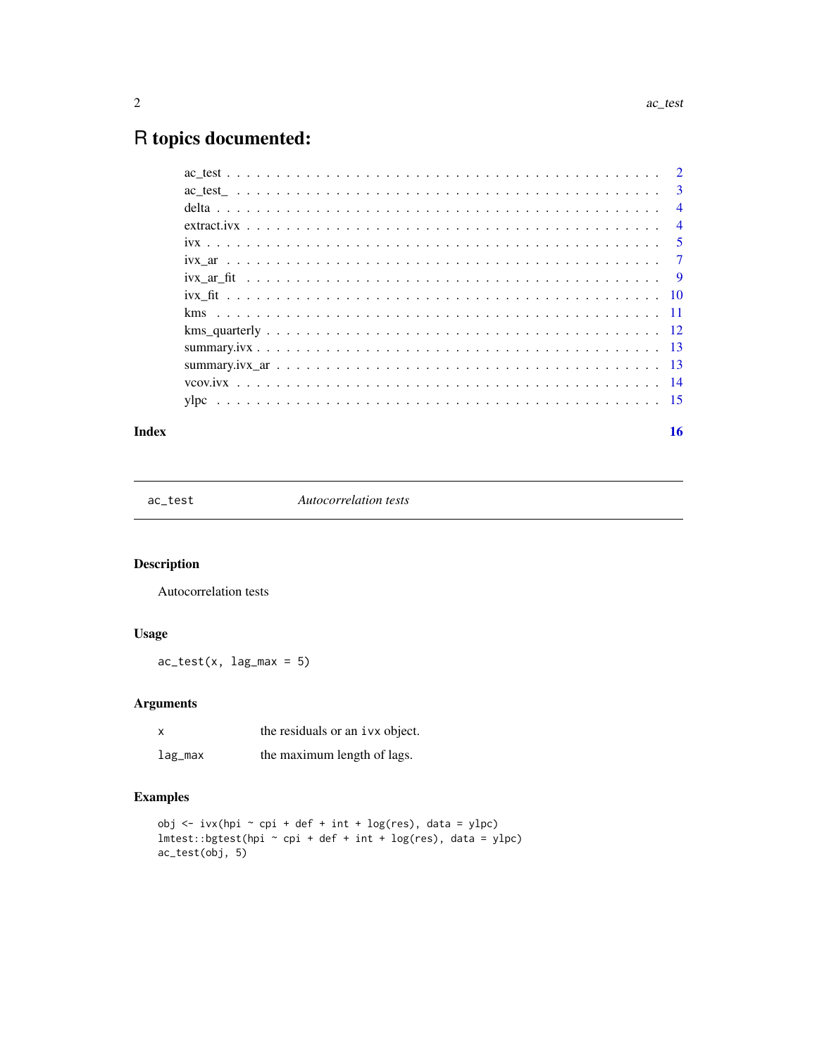# R topics documented:

- ac_test . . . . . . . . . . . . . . . . . . . . . . . . . . . . . . . . . . . . . . . 2
- ac_test_ . . . . . . . . . . . . . . . . . . . . . . . . . . . . . . . . . . . . . . . 3
- delta . . . . . . . . . . . . . . . . . . . . . . . . . . . . . . . . . . . . . . . . 4
- extract.ivx . . . . . . . . . . . . . . . . . . . . . . . . . . . . . . . . . . . . . 4
- ivx . . . . . . . . . . . . . . . . . . . . . . . . . . . . . . . . . . . . . . . . . 5
- ivx_ar . . . . . . . . . . . . . . . . . . . . . . . . . . . . . . . . . . . . . . . 7
- ivx_ar_fit . . . . . . . . . . . . . . . . . . . . . . . . . . . . . . . . . . . . . 9
- ivx_fit . . . . . . . . . . . . . . . . . . . . . . . . . . . . . . . . . . . . . . . 10
- kms . . . . . . . . . . . . . . . . . . . . . . . . . . . . . . . . . . . . . . . . . 11
- kms_quarterly . . . . . . . . . . . . . . . . . . . . . . . . . . . . . . . . . . . . 12
- summary.ivx . . . . . . . . . . . . . . . . . . . . . . . . . . . . . . . . . . . . . 13
- summary.ivx_ar . . . . . . . . . . . . . . . . . . . . . . . . . . . . . . . . . . . 13
- vcov.ivx . . . . . . . . . . . . . . . . . . . . . . . . . . . . . . . . . . . . . . 14
- ylpc . . . . . . . . . . . . . . . . . . . . . . . . . . . . . . . . . . . . . . . . 15

**Index** 16

---

## ac_test — *Autocorrelation tests*

### Description

Autocorrelation tests

### Usage

```
ac_test(x, lag_max = 5)
```

### Arguments

| | |
|---|---|
| x | the residuals or an ivx object. |
| lag_max | the maximum length of lags. |

### Examples

```
obj <- ivx(hpi ~ cpi + def + int + log(res), data = ylpc)
lmtest::bgtest(hpi ~ cpi + def + int + log(res), data = ylpc)
ac_test(obj, 5)
```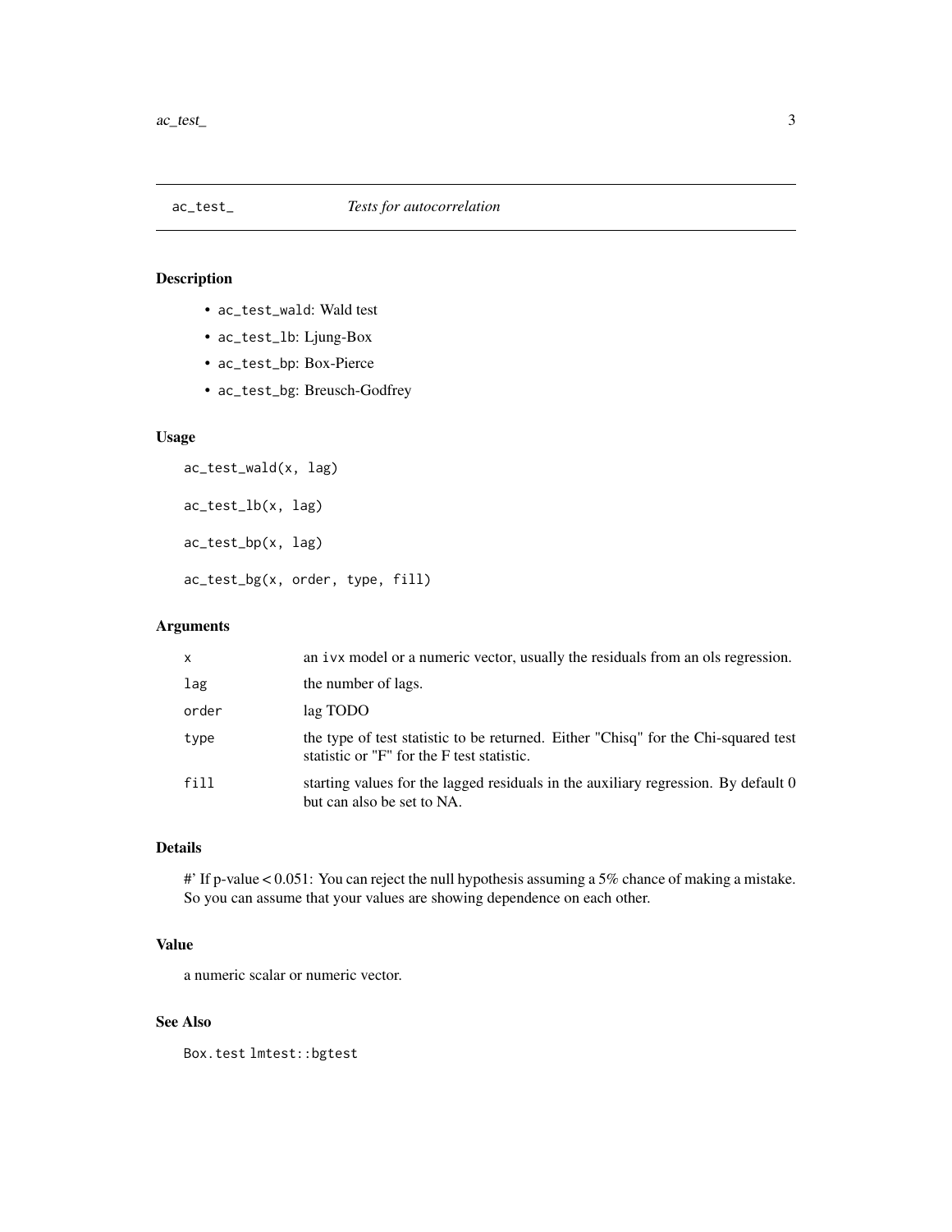# ac_test_ *Tests for autocorrelation*

## Description

- `ac_test_wald`: Wald test
- `ac_test_lb`: Ljung-Box
- `ac_test_bp`: Box-Pierce
- `ac_test_bg`: Breusch-Godfrey

## Usage

```
ac_test_wald(x, lag)

ac_test_lb(x, lag)

ac_test_bp(x, lag)

ac_test_bg(x, order, type, fill)
```

## Arguments

| | |
|---|---|
| `x` | an `ivx` model or a numeric vector, usually the residuals from an ols regression. |
| `lag` | the number of lags. |
| `order` | lag TODO |
| `type` | the type of test statistic to be returned. Either "Chisq" for the Chi-squared test statistic or "F" for the F test statistic. |
| `fill` | starting values for the lagged residuals in the auxiliary regression. By default 0 but can also be set to NA. |

## Details

#' If p-value < 0.051: You can reject the null hypothesis assuming a 5% chance of making a mistake. So you can assume that your values are showing dependence on each other.

## Value

a numeric scalar or numeric vector.

## See Also

`Box.test` `lmtest::bgtest`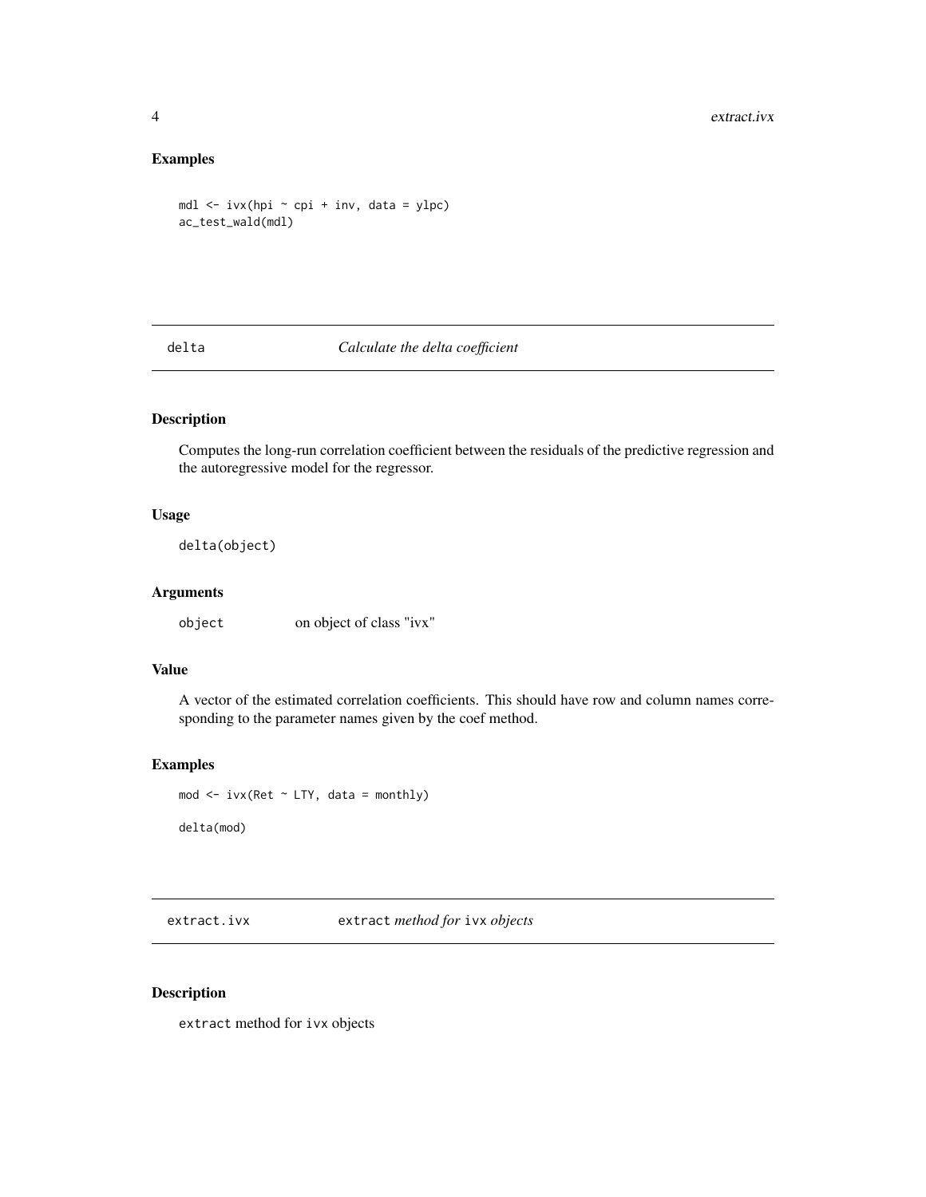### Examples

```
mdl <- ivx(hpi ~ cpi + inv, data = ylpc)
ac_test_wald(mdl)
```

## delta *Calculate the delta coefficient*

### Description

Computes the long-run correlation coefficient between the residuals of the predictive regression and the autoregressive model for the regressor.

### Usage

```
delta(object)
```

### Arguments

| | |
|---|---|
| object | on object of class "ivx" |

### Value

A vector of the estimated correlation coefficients. This should have row and column names corresponding to the parameter names given by the coef method.

### Examples

```
mod <- ivx(Ret ~ LTY, data = monthly)

delta(mod)
```

## extract.ivx `extract` *method for* `ivx` *objects*

### Description

`extract` method for `ivx` objects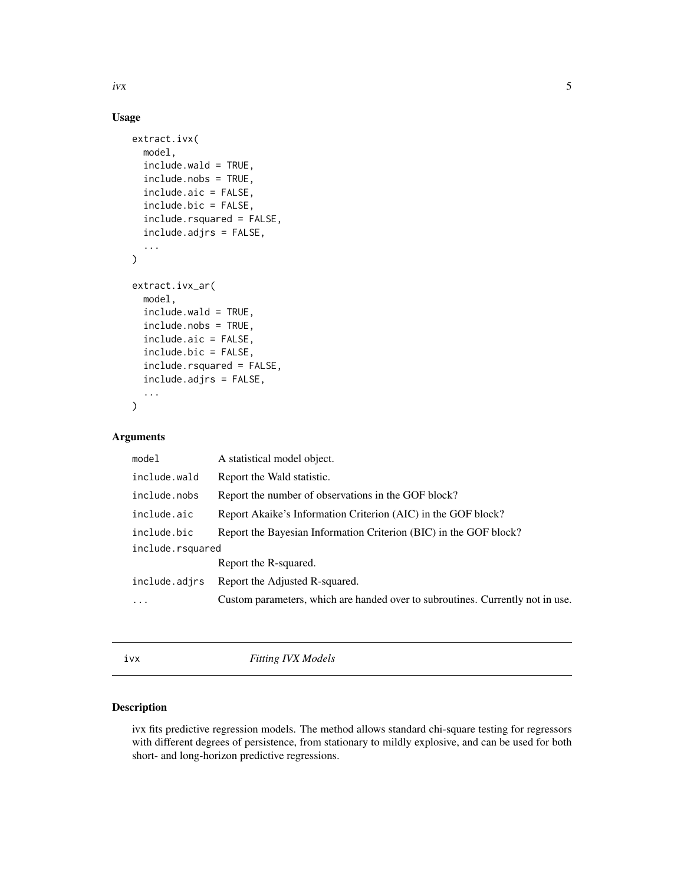## Usage

```
extract.ivx(
  model,
  include.wald = TRUE,
  include.nobs = TRUE,
  include.aic = FALSE,
  include.bic = FALSE,
  include.rsquared = FALSE,
  include.adjrs = FALSE,
  ...
)

extract.ivx_ar(
  model,
  include.wald = TRUE,
  include.nobs = TRUE,
  include.aic = FALSE,
  include.bic = FALSE,
  include.rsquared = FALSE,
  include.adjrs = FALSE,
  ...
)
```

## Arguments

| | |
|---|---|
| `model` | A statistical model object. |
| `include.wald` | Report the Wald statistic. |
| `include.nobs` | Report the number of observations in the GOF block? |
| `include.aic` | Report Akaike's Information Criterion (AIC) in the GOF block? |
| `include.bic` | Report the Bayesian Information Criterion (BIC) in the GOF block? |
| `include.rsquared` | Report the R-squared. |
| `include.adjrs` | Report the Adjusted R-squared. |
| `...` | Custom parameters, which are handed over to subroutines. Currently not in use. |

---

# ivx *Fitting IVX Models*

## Description

ivx fits predictive regression models. The method allows standard chi-square testing for regressors with different degrees of persistence, from stationary to mildly explosive, and can be used for both short- and long-horizon predictive regressions.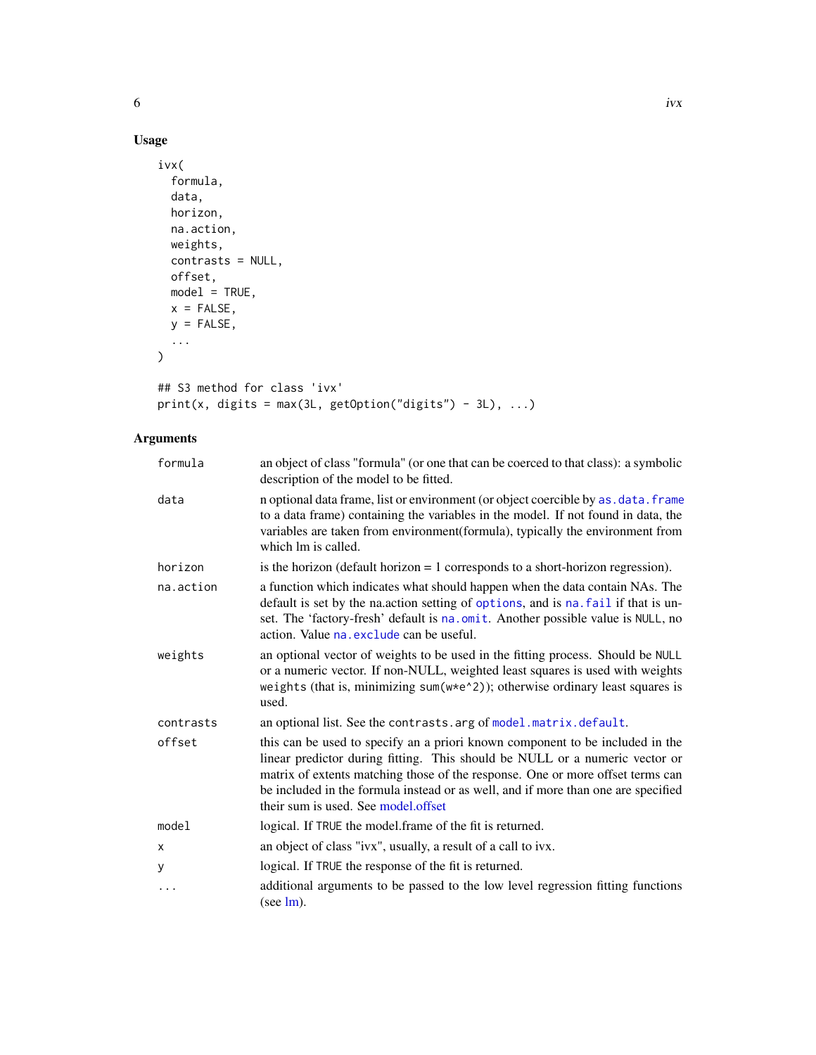## Usage

```
ivx(
  formula,
  data,
  horizon,
  na.action,
  weights,
  contrasts = NULL,
  offset,
  model = TRUE,
  x = FALSE,
  y = FALSE,
  ...
)

## S3 method for class 'ivx'
print(x, digits = max(3L, getOption("digits") - 3L), ...)
```

## Arguments

| | |
|---|---|
| `formula` | an object of class "formula" (or one that can be coerced to that class): a symbolic description of the model to be fitted. |
| `data` | n optional data frame, list or environment (or object coercible by `as.data.frame` to a data frame) containing the variables in the model. If not found in data, the variables are taken from environment(formula), typically the environment from which lm is called. |
| `horizon` | is the horizon (default horizon = 1 corresponds to a short-horizon regression). |
| `na.action` | a function which indicates what should happen when the data contain NAs. The default is set by the na.action setting of `options`, and is `na.fail` if that is unset. The 'factory-fresh' default is `na.omit`. Another possible value is `NULL`, no action. Value `na.exclude` can be useful. |
| `weights` | an optional vector of weights to be used in the fitting process. Should be `NULL` or a numeric vector. If non-NULL, weighted least squares is used with weights `weights` (that is, minimizing `sum(w*e^2)`); otherwise ordinary least squares is used. |
| `contrasts` | an optional list. See the `contrasts.arg` of `model.matrix.default`. |
| `offset` | this can be used to specify an a priori known component to be included in the linear predictor during fitting. This should be NULL or a numeric vector or matrix of extents matching those of the response. One or more offset terms can be included in the formula instead or as well, and if more than one are specified their sum is used. See model.offset |
| `model` | logical. If `TRUE` the model.frame of the fit is returned. |
| `x` | an object of class "ivx", usually, a result of a call to ivx. |
| `y` | logical. If `TRUE` the response of the fit is returned. |
| `...` | additional arguments to be passed to the low level regression fitting functions (see lm). |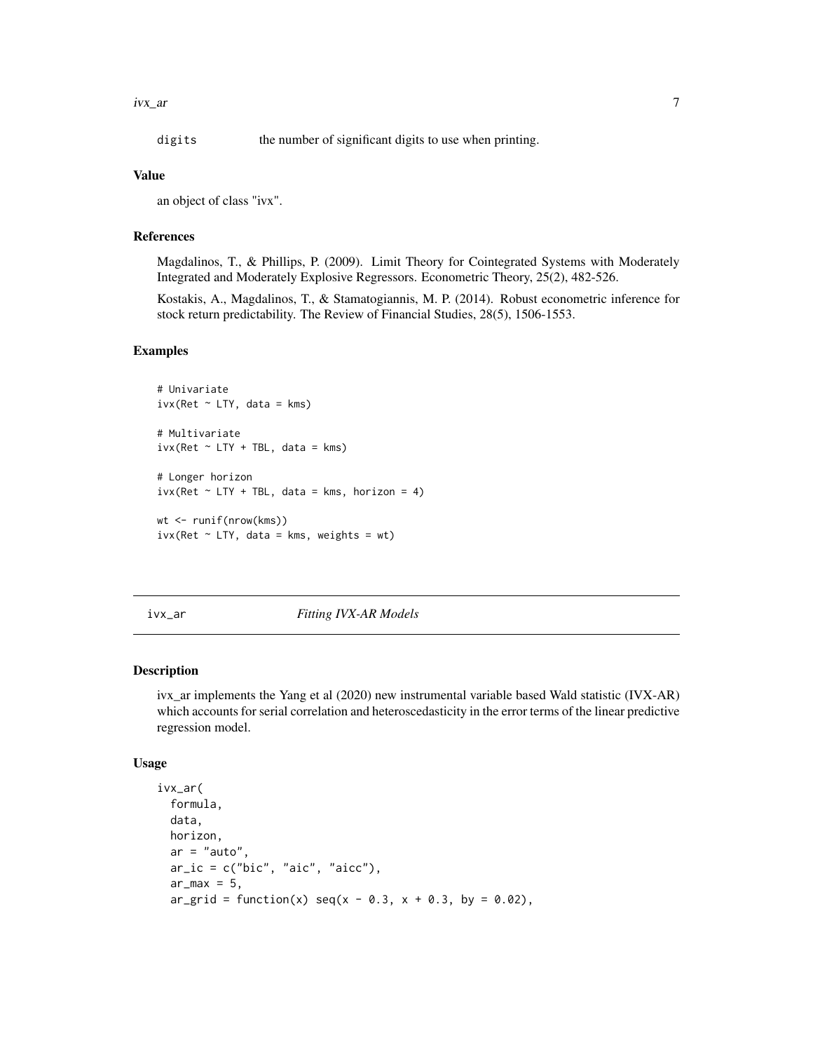digits the number of significant digits to use when printing.

### Value

an object of class "ivx".

### References

Magdalinos, T., & Phillips, P. (2009). Limit Theory for Cointegrated Systems with Moderately Integrated and Moderately Explosive Regressors. Econometric Theory, 25(2), 482-526.

Kostakis, A., Magdalinos, T., & Stamatogiannis, M. P. (2014). Robust econometric inference for stock return predictability. The Review of Financial Studies, 28(5), 1506-1553.

### Examples

```
# Univariate
ivx(Ret ~ LTY, data = kms)

# Multivariate
ivx(Ret ~ LTY + TBL, data = kms)

# Longer horizon
ivx(Ret ~ LTY + TBL, data = kms, horizon = 4)

wt <- runif(nrow(kms))
ivx(Ret ~ LTY, data = kms, weights = wt)
```

---

## ivx_ar *Fitting IVX-AR Models*

### Description

ivx_ar implements the Yang et al (2020) new instrumental variable based Wald statistic (IVX-AR) which accounts for serial correlation and heteroscedasticity in the error terms of the linear predictive regression model.

### Usage

```
ivx_ar(
  formula,
  data,
  horizon,
  ar = "auto",
  ar_ic = c("bic", "aic", "aicc"),
  ar_max = 5,
  ar_grid = function(x) seq(x - 0.3, x + 0.3, by = 0.02),
```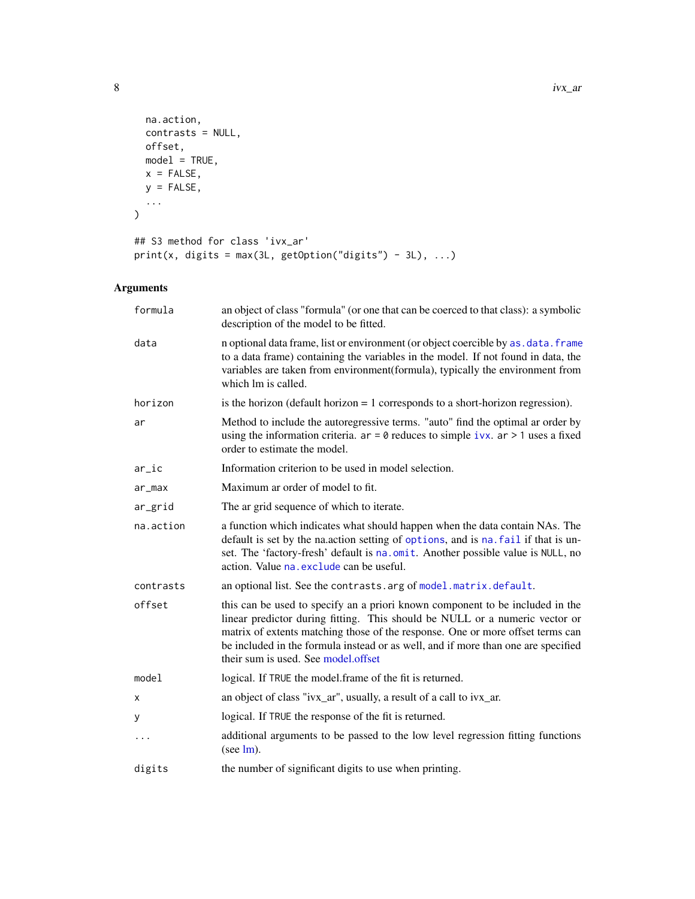```
  na.action,
  contrasts = NULL,
  offset,
  model = TRUE,
  x = FALSE,
  y = FALSE,
  ...
)

## S3 method for class 'ivx_ar'
print(x, digits = max(3L, getOption("digits") - 3L), ...)
```

## Arguments

| | |
|---|---|
| formula | an object of class "formula" (or one that can be coerced to that class): a symbolic description of the model to be fitted. |
| data | n optional data frame, list or environment (or object coercible by `as.data.frame` to a data frame) containing the variables in the model. If not found in data, the variables are taken from environment(formula), typically the environment from which lm is called. |
| horizon | is the horizon (default horizon = 1 corresponds to a short-horizon regression). |
| ar | Method to include the autoregressive terms. "auto" find the optimal ar order by using the information criteria. `ar = 0` reduces to simple `ivx`. `ar > 1` uses a fixed order to estimate the model. |
| ar_ic | Information criterion to be used in model selection. |
| ar_max | Maximum ar order of model to fit. |
| ar_grid | The ar grid sequence of which to iterate. |
| na.action | a function which indicates what should happen when the data contain NAs. The default is set by the na.action setting of `options`, and is `na.fail` if that is unset. The 'factory-fresh' default is `na.omit`. Another possible value is `NULL`, no action. Value `na.exclude` can be useful. |
| contrasts | an optional list. See the `contrasts.arg` of `model.matrix.default`. |
| offset | this can be used to specify an a priori known component to be included in the linear predictor during fitting. This should be NULL or a numeric vector or matrix of extents matching those of the response. One or more offset terms can be included in the formula instead or as well, and if more than one are specified their sum is used. See model.offset |
| model | logical. If `TRUE` the model.frame of the fit is returned. |
| x | an object of class "ivx_ar", usually, a result of a call to ivx_ar. |
| y | logical. If `TRUE` the response of the fit is returned. |
| ... | additional arguments to be passed to the low level regression fitting functions (see lm). |
| digits | the number of significant digits to use when printing. |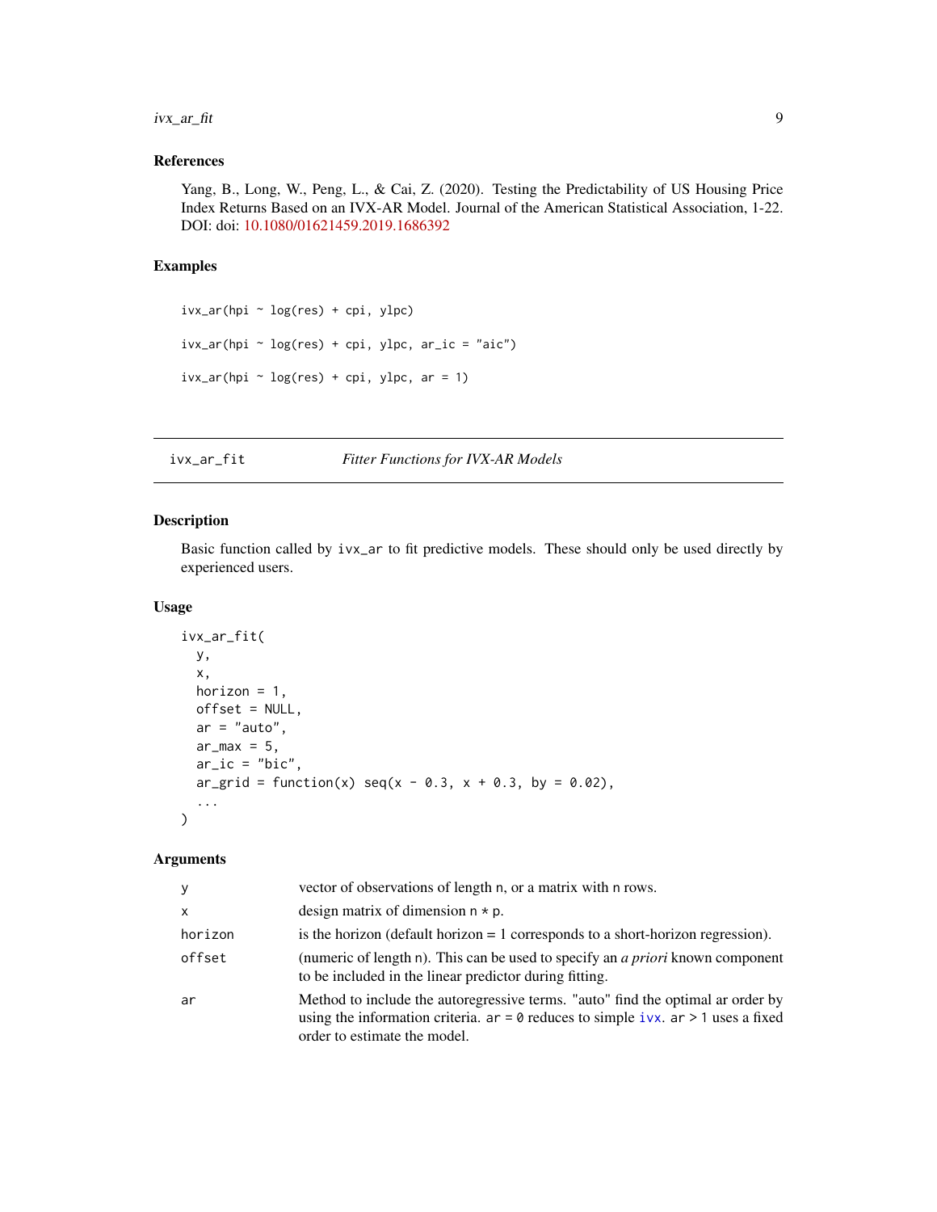## References

Yang, B., Long, W., Peng, L., & Cai, Z. (2020). Testing the Predictability of US Housing Price Index Returns Based on an IVX-AR Model. Journal of the American Statistical Association, 1-22. DOI: doi: 10.1080/01621459.2019.1686392

## Examples

```
ivx_ar(hpi ~ log(res) + cpi, ylpc)

ivx_ar(hpi ~ log(res) + cpi, ylpc, ar_ic = "aic")

ivx_ar(hpi ~ log(res) + cpi, ylpc, ar = 1)
```

---

# ivx_ar_fit — *Fitter Functions for IVX-AR Models*

---

## Description

Basic function called by `ivx_ar` to fit predictive models. These should only be used directly by experienced users.

## Usage

```
ivx_ar_fit(
  y,
  x,
  horizon = 1,
  offset = NULL,
  ar = "auto",
  ar_max = 5,
  ar_ic = "bic",
  ar_grid = function(x) seq(x - 0.3, x + 0.3, by = 0.02),
  ...
)
```

## Arguments

| | |
|---|---|
| `y` | vector of observations of length `n`, or a matrix with `n` rows. |
| `x` | design matrix of dimension `n * p`. |
| `horizon` | is the horizon (default horizon = 1 corresponds to a short-horizon regression). |
| `offset` | (numeric of length `n`). This can be used to specify an *a priori* known component to be included in the linear predictor during fitting. |
| `ar` | Method to include the autoregressive terms. "auto" find the optimal ar order by using the information criteria. `ar = 0` reduces to simple `ivx`. `ar > 1` uses a fixed order to estimate the model. |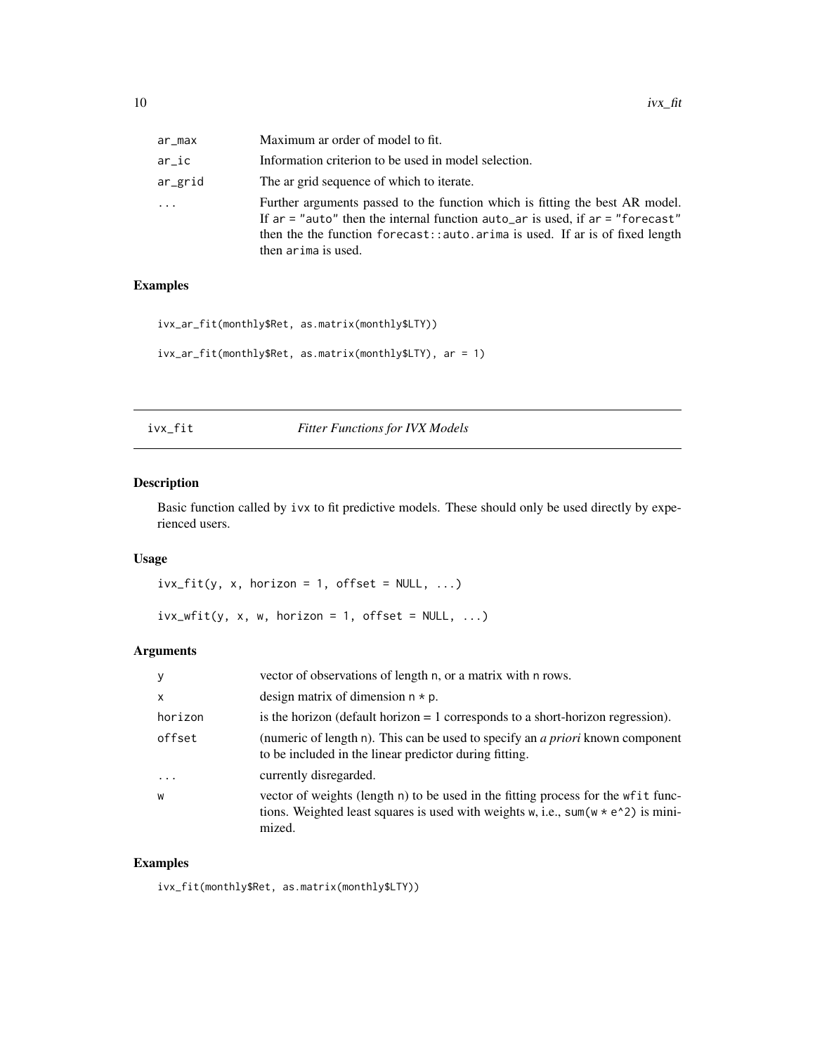| | |
|---|---|
| ar_max | Maximum ar order of model to fit. |
| ar_ic | Information criterion to be used in model selection. |
| ar_grid | The ar grid sequence of which to iterate. |
| ... | Further arguments passed to the function which is fitting the best AR model. If ar = "auto" then the internal function auto_ar is used, if ar = "forecast" then the the function forecast::auto.arima is used. If ar is of fixed length then arima is used. |

### Examples

```
ivx_ar_fit(monthly$Ret, as.matrix(monthly$LTY))

ivx_ar_fit(monthly$Ret, as.matrix(monthly$LTY), ar = 1)
```

## ivx_fit *Fitter Functions for IVX Models*

### Description

Basic function called by ivx to fit predictive models. These should only be used directly by experienced users.

### Usage

```
ivx_fit(y, x, horizon = 1, offset = NULL, ...)

ivx_wfit(y, x, w, horizon = 1, offset = NULL, ...)
```

### Arguments

| | |
|---|---|
| y | vector of observations of length n, or a matrix with n rows. |
| x | design matrix of dimension n * p. |
| horizon | is the horizon (default horizon = 1 corresponds to a short-horizon regression). |
| offset | (numeric of length n). This can be used to specify an *a priori* known component to be included in the linear predictor during fitting. |
| ... | currently disregarded. |
| w | vector of weights (length n) to be used in the fitting process for the wfit functions. Weighted least squares is used with weights w, i.e., sum(w * e^2) is minimized. |

### Examples

```
ivx_fit(monthly$Ret, as.matrix(monthly$LTY))
```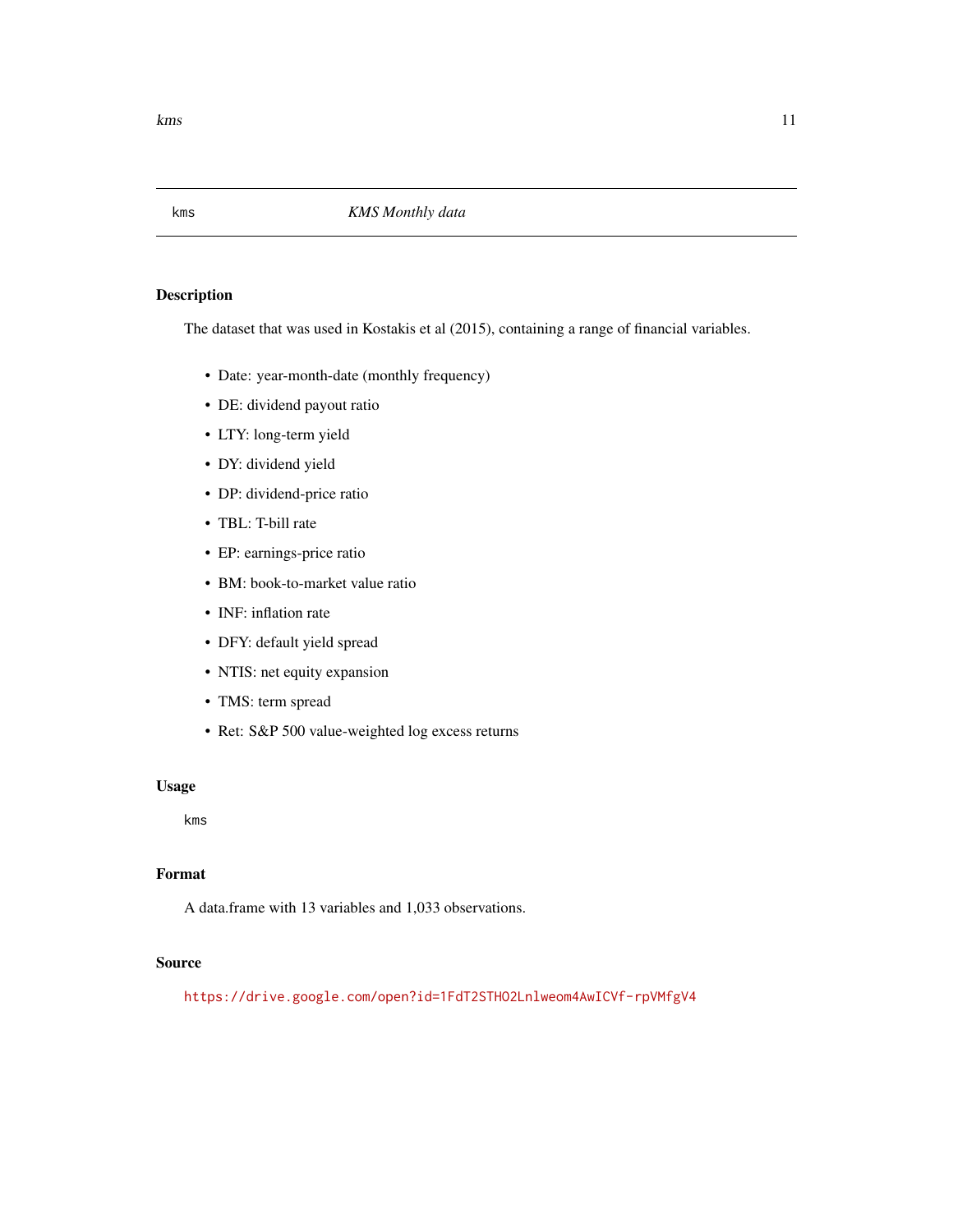## kms — *KMS Monthly data*

### Description

The dataset that was used in Kostakis et al (2015), containing a range of financial variables.

- Date: year-month-date (monthly frequency)
- DE: dividend payout ratio
- LTY: long-term yield
- DY: dividend yield
- DP: dividend-price ratio
- TBL: T-bill rate
- EP: earnings-price ratio
- BM: book-to-market value ratio
- INF: inflation rate
- DFY: default yield spread
- NTIS: net equity expansion
- TMS: term spread
- Ret: S&P 500 value-weighted log excess returns

### Usage

```
kms
```

### Format

A data.frame with 13 variables and 1,033 observations.

### Source

https://drive.google.com/open?id=1FdT2STHO2Lnlweom4AwICVf-rpVMfgV4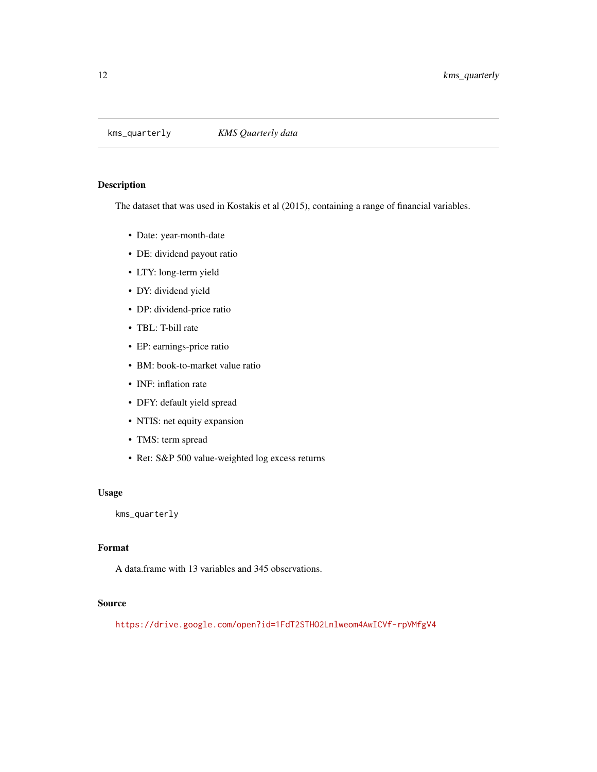`kms_quarterly` *KMS Quarterly data*

## Description

The dataset that was used in Kostakis et al (2015), containing a range of financial variables.

- Date: year-month-date
- DE: dividend payout ratio
- LTY: long-term yield
- DY: dividend yield
- DP: dividend-price ratio
- TBL: T-bill rate
- EP: earnings-price ratio
- BM: book-to-market value ratio
- INF: inflation rate
- DFY: default yield spread
- NTIS: net equity expansion
- TMS: term spread
- Ret: S&P 500 value-weighted log excess returns

## Usage

```
kms_quarterly
```

## Format

A data.frame with 13 variables and 345 observations.

## Source

https://drive.google.com/open?id=1FdT2STHO2Lnlweom4AwICVf-rpVMfgV4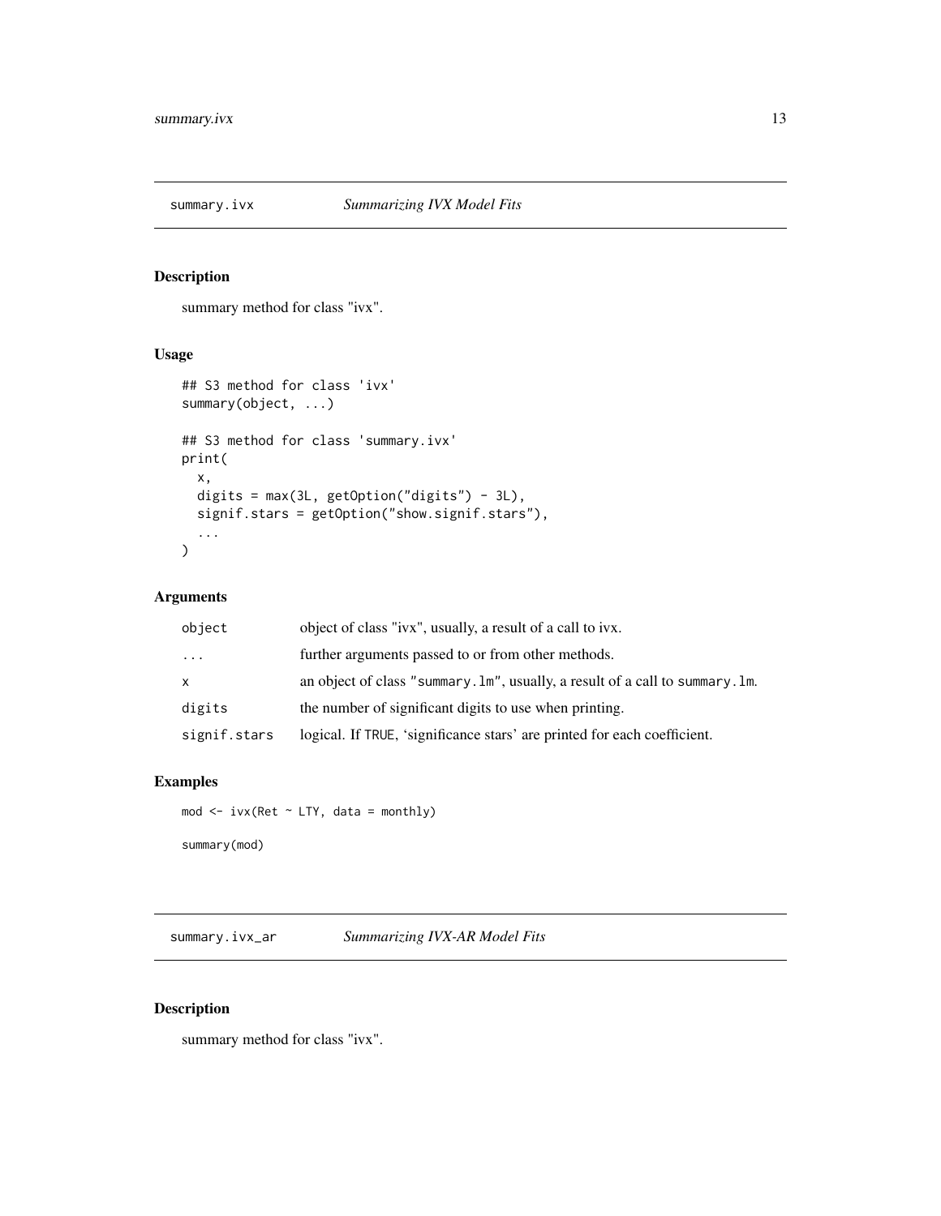## summary.ivx *Summarizing IVX Model Fits*

### Description

summary method for class "ivx".

### Usage

```
## S3 method for class 'ivx'
summary(object, ...)

## S3 method for class 'summary.ivx'
print(
  x,
  digits = max(3L, getOption("digits") - 3L),
  signif.stars = getOption("show.signif.stars"),
  ...
)
```

### Arguments

| | |
|---|---|
| `object` | object of class "ivx", usually, a result of a call to ivx. |
| `...` | further arguments passed to or from other methods. |
| `x` | an object of class "summary.lm", usually, a result of a call to summary.lm. |
| `digits` | the number of significant digits to use when printing. |
| `signif.stars` | logical. If TRUE, 'significance stars' are printed for each coefficient. |

### Examples

```
mod <- ivx(Ret ~ LTY, data = monthly)

summary(mod)
```

## summary.ivx_ar *Summarizing IVX-AR Model Fits*

### Description

summary method for class "ivx".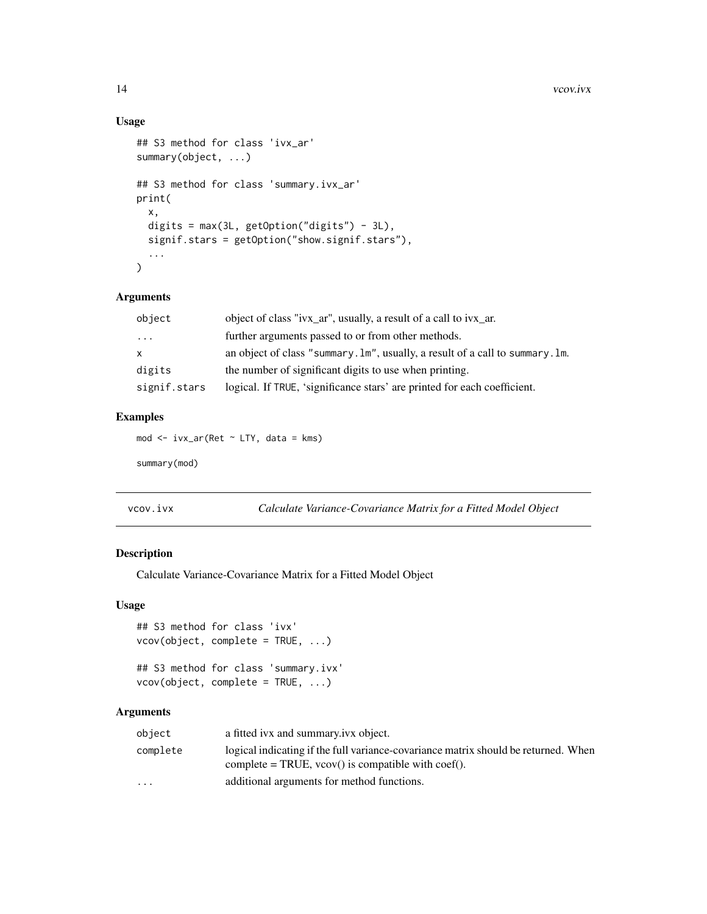## Usage

```
## S3 method for class 'ivx_ar'
summary(object, ...)

## S3 method for class 'summary.ivx_ar'
print(
  x,
  digits = max(3L, getOption("digits") - 3L),
  signif.stars = getOption("show.signif.stars"),
  ...
)
```

## Arguments

| | |
|---|---|
| `object` | object of class "ivx_ar", usually, a result of a call to ivx_ar. |
| `...` | further arguments passed to or from other methods. |
| `x` | an object of class "summary.lm", usually, a result of a call to summary.lm. |
| `digits` | the number of significant digits to use when printing. |
| `signif.stars` | logical. If TRUE, 'significance stars' are printed for each coefficient. |

## Examples

```
mod <- ivx_ar(Ret ~ LTY, data = kms)

summary(mod)
```

---

# vcov.ivx — *Calculate Variance-Covariance Matrix for a Fitted Model Object*

## Description

Calculate Variance-Covariance Matrix for a Fitted Model Object

## Usage

```
## S3 method for class 'ivx'
vcov(object, complete = TRUE, ...)

## S3 method for class 'summary.ivx'
vcov(object, complete = TRUE, ...)
```

## Arguments

| | |
|---|---|
| `object` | a fitted ivx and summary.ivx object. |
| `complete` | logical indicating if the full variance-covariance matrix should be returned. When complete = TRUE, vcov() is compatible with coef(). |
| `...` | additional arguments for method functions. |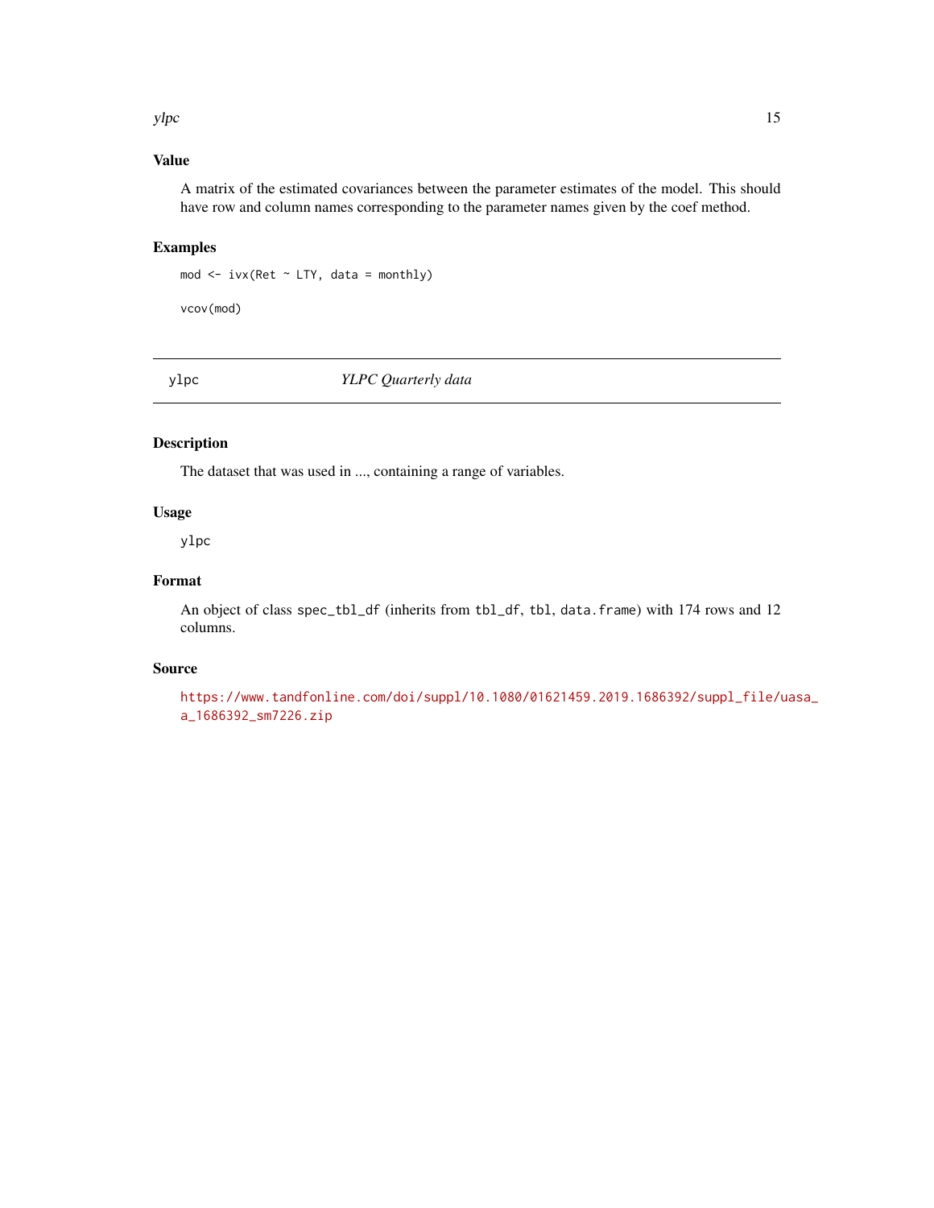## Value

A matrix of the estimated covariances between the parameter estimates of the model. This should have row and column names corresponding to the parameter names given by the coef method.

## Examples

```
mod <- ivx(Ret ~ LTY, data = monthly)

vcov(mod)
```

---

# ylpc *YLPC Quarterly data*

## Description

The dataset that was used in ..., containing a range of variables.

## Usage

```
ylpc
```

## Format

An object of class `spec_tbl_df` (inherits from `tbl_df`, `tbl`, `data.frame`) with 174 rows and 12 columns.

## Source

https://www.tandfonline.com/doi/suppl/10.1080/01621459.2019.1686392/suppl_file/uasa_a_1686392_sm7226.zip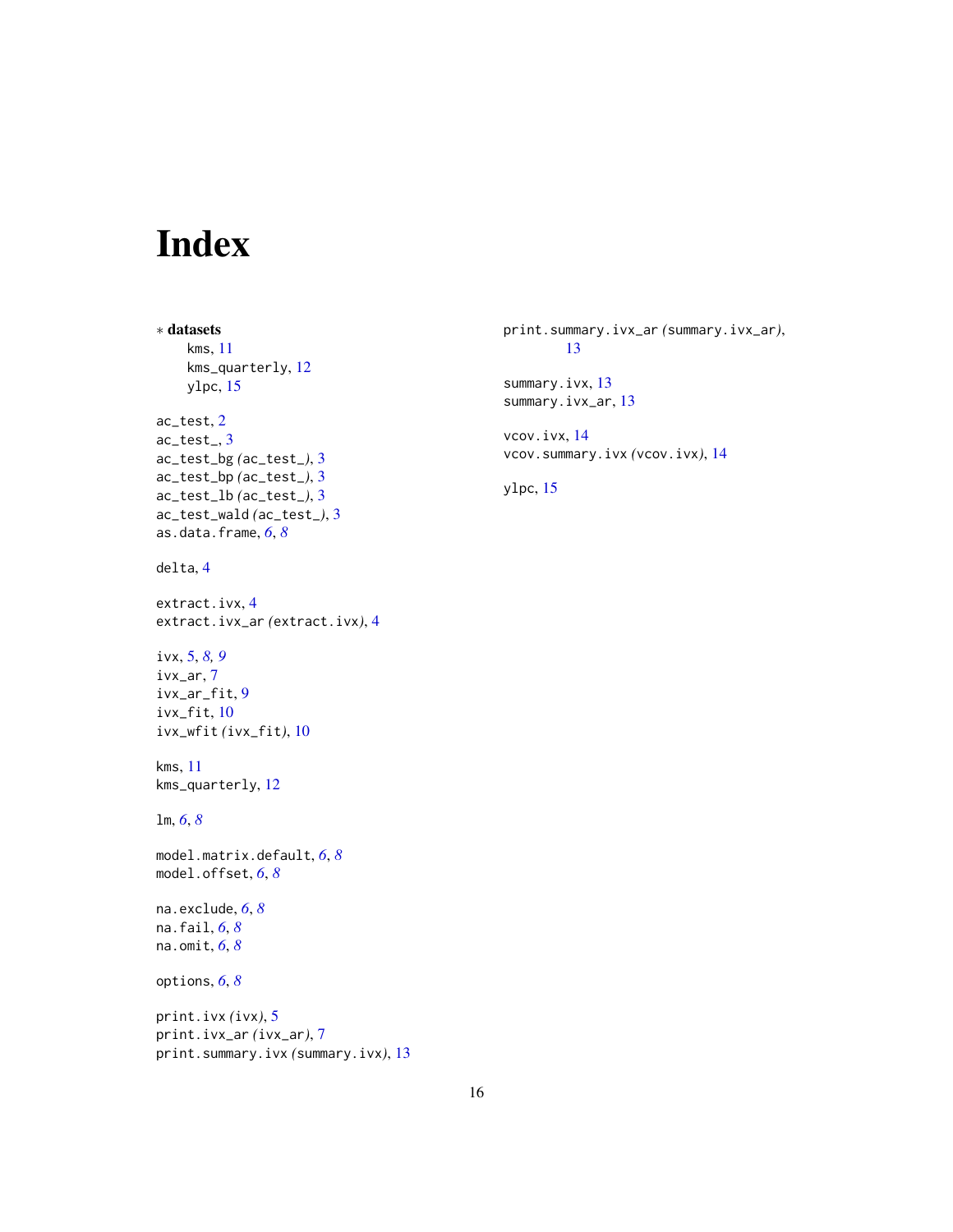# Index

∗ **datasets**
- kms, 11
- kms_quarterly, 12
- ylpc, 15

ac_test, 2
ac_test_, 3
ac_test_bg *(*ac_test_*)*, 3
ac_test_bp *(*ac_test_*)*, 3
ac_test_lb *(*ac_test_*)*, 3
ac_test_wald *(*ac_test_*)*, 3
as.data.frame, *6*, *8*

delta, 4

extract.ivx, 4
extract.ivx_ar *(*extract.ivx*)*, 4

ivx, 5, *8, 9*
ivx_ar, 7
ivx_ar_fit, 9
ivx_fit, 10
ivx_wfit *(*ivx_fit*)*, 10

kms, 11
kms_quarterly, 12

lm, *6*, *8*

model.matrix.default, *6*, *8*
model.offset, *6*, *8*

na.exclude, *6*, *8*
na.fail, *6*, *8*
na.omit, *6*, *8*

options, *6*, *8*

print.ivx *(*ivx*)*, 5
print.ivx_ar *(*ivx_ar*)*, 7
print.summary.ivx *(*summary.ivx*)*, 13
print.summary.ivx_ar *(*summary.ivx_ar*)*, 13

summary.ivx, 13
summary.ivx_ar, 13

vcov.ivx, 14
vcov.summary.ivx *(*vcov.ivx*)*, 14

ylpc, 15